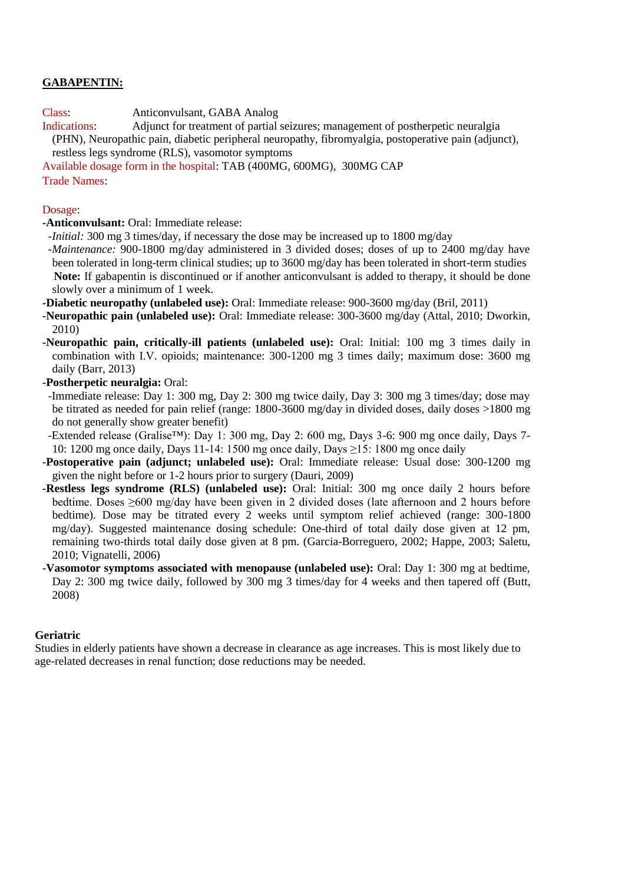## GABAPENTIN:

Class: Anticonvulsant, GABA Analog

Indications: Adjunct for treatment of partial seizures; management of postherpetic neuralgia (PHN), Neuropathic pain, diabetic peripheral neuropathy, fibromyalgia, postoperative pain (adjunct), restless legs syndrome (RLS), vasomotor symptoms

Available dosage form in the hospital: TAB (400MG, 600MG), 300MG CAP

Trade Names:

Dosage:

**-Anticonvulsant:** Oral: Immediate release:

-*Initial:* 300 mg 3 times/day, if necessary the dose may be increased up to 1800 mg/day

-*Maintenance:* 900-1800 mg/day administered in 3 divided doses; doses of up to 2400 mg/day have been tolerated in long-term clinical studies; up to 3600 mg/day has been tolerated in short-term studies

**Note:** If gabapentin is discontinued or if another anticonvulsant is added to therapy, it should be done slowly over a minimum of 1 week.

**-Diabetic neuropathy (unlabeled use):** Oral: Immediate release: 900-3600 mg/day (Bril, 2011)

**-Neuropathic pain (unlabeled use):** Oral: Immediate release: 300-3600 mg/day (Attal, 2010; Dworkin, 2010)

**-Neuropathic pain, critically-ill patients (unlabeled use):** Oral: Initial: 100 mg 3 times daily in combination with I.V. opioids; maintenance: 300-1200 mg 3 times daily; maximum dose: 3600 mg daily (Barr, 2013)

**-Postherpetic neuralgia:** Oral:

-Immediate release: Day 1: 300 mg, Day 2: 300 mg twice daily, Day 3: 300 mg 3 times/day; dose may be titrated as needed for pain relief (range: 1800-3600 mg/day in divided doses, daily doses >1800 mg do not generally show greater benefit)

-Extended release (Gralise™): Day 1: 300 mg, Day 2: 600 mg, Days 3-6: 900 mg once daily, Days 7-10: 1200 mg once daily, Days 11-14: 1500 mg once daily, Days ≥15: 1800 mg once daily

**-Postoperative pain (adjunct; unlabeled use):** Oral: Immediate release: Usual dose: 300-1200 mg given the night before or 1-2 hours prior to surgery (Dauri, 2009)

**-Restless legs syndrome (RLS) (unlabeled use):** Oral: Initial: 300 mg once daily 2 hours before bedtime. Doses ≥600 mg/day have been given in 2 divided doses (late afternoon and 2 hours before bedtime). Dose may be titrated every 2 weeks until symptom relief achieved (range: 300-1800 mg/day). Suggested maintenance dosing schedule: One-third of total daily dose given at 12 pm, remaining two-thirds total daily dose given at 8 pm. (Garcia-Borreguero, 2002; Happe, 2003; Saletu, 2010; Vignatelli, 2006)

**-Vasomotor symptoms associated with menopause (unlabeled use):** Oral: Day 1: 300 mg at bedtime, Day 2: 300 mg twice daily, followed by 300 mg 3 times/day for 4 weeks and then tapered off (Butt, 2008)

**Geriatric**

Studies in elderly patients have shown a decrease in clearance as age increases. This is most likely due to age-related decreases in renal function; dose reductions may be needed.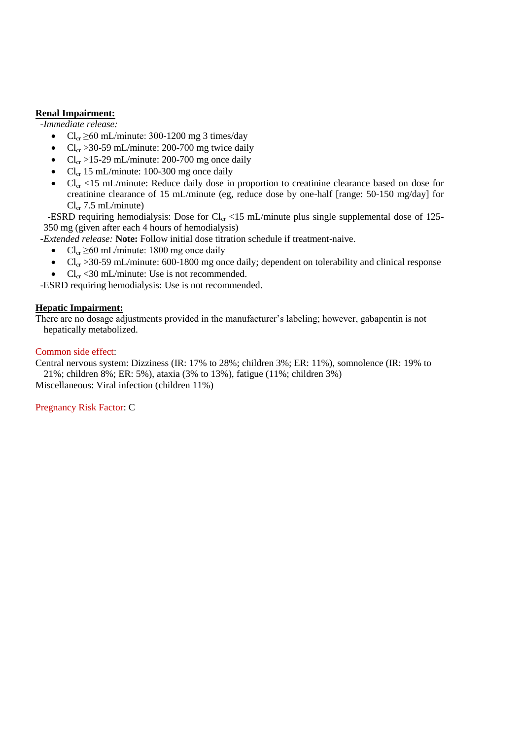**Renal Impairment:**

*-Immediate release:*

- $Cl_{cr}$ ≥60 mL/minute: 300-1200 mg 3 times/day
- $Cl_{cr}$ >30-59 mL/minute: 200-700 mg twice daily
- $Cl_{cr}$ >15-29 mL/minute: 200-700 mg once daily
- $Cl_{cr}$ 15 mL/minute: 100-300 mg once daily
- $Cl_{cr}$ <15 mL/minute: Reduce daily dose in proportion to creatinine clearance based on dose for creatinine clearance of 15 mL/minute (eg, reduce dose by one-half [range: 50-150 mg/day] for $Cl_{cr}$ 7.5 mL/minute)

-ESRD requiring hemodialysis: Dose for $Cl_{cr}$ <15 mL/minute plus single supplemental dose of 125-350 mg (given after each 4 hours of hemodialysis)

*-Extended release:* **Note:** Follow initial dose titration schedule if treatment-naive.

- $Cl_{cr}$ ≥60 mL/minute: 1800 mg once daily
- $Cl_{cr}$ >30-59 mL/minute: 600-1800 mg once daily; dependent on tolerability and clinical response
- $Cl_{cr}$ <30 mL/minute: Use is not recommended.

-ESRD requiring hemodialysis: Use is not recommended.

**Hepatic Impairment:**

There are no dosage adjustments provided in the manufacturer's labeling; however, gabapentin is not hepatically metabolized.

Common side effect:

Central nervous system: Dizziness (IR: 17% to 28%; children 3%; ER: 11%), somnolence (IR: 19% to 21%; children 8%; ER: 5%), ataxia (3% to 13%), fatigue (11%; children 3%)

Miscellaneous: Viral infection (children 11%)

Pregnancy Risk Factor: C